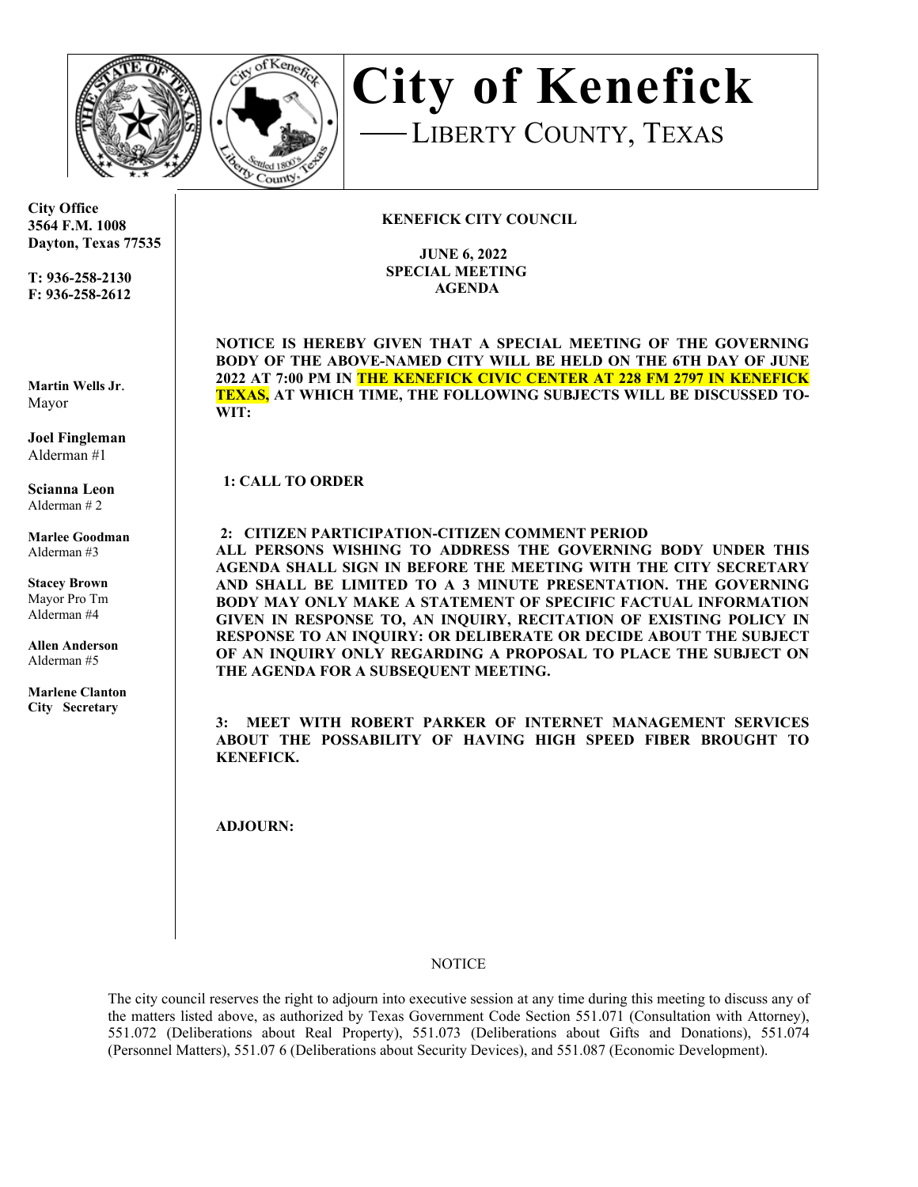# City of Kenefick

## LIBERTY COUNTY, TEXAS

**City Office**
**3564 F.M. 1008**
**Dayton, Texas 77535**

**T: 936-258-2130**
**F: 936-258-2612**

**Martin Wells Jr**.
Mayor

**Joel Fingleman**
Alderman #1

**Scianna Leon**
Alderman # 2

**Marlee Goodman**
Alderman #3

**Stacey Brown**
Mayor Pro Tm
Alderman #4

**Allen Anderson**
Alderman #5

**Marlene Clanton**
**City Secretary**

**KENEFICK CITY COUNCIL**

**JUNE 6, 2022**
**SPECIAL MEETING**
**AGENDA**

**NOTICE IS HEREBY GIVEN THAT A SPECIAL MEETING OF THE GOVERNING BODY OF THE ABOVE-NAMED CITY WILL BE HELD ON THE 6TH DAY OF JUNE 2022 AT 7:00 PM IN THE KENEFICK CIVIC CENTER AT 228 FM 2797 IN KENEFICK TEXAS, AT WHICH TIME, THE FOLLOWING SUBJECTS WILL BE DISCUSSED TO-WIT:**

**1: CALL TO ORDER**

**2: CITIZEN PARTICIPATION-CITIZEN COMMENT PERIOD**
**ALL PERSONS WISHING TO ADDRESS THE GOVERNING BODY UNDER THIS AGENDA SHALL SIGN IN BEFORE THE MEETING WITH THE CITY SECRETARY AND SHALL BE LIMITED TO A 3 MINUTE PRESENTATION. THE GOVERNING BODY MAY ONLY MAKE A STATEMENT OF SPECIFIC FACTUAL INFORMATION GIVEN IN RESPONSE TO, AN INQUIRY, RECITATION OF EXISTING POLICY IN RESPONSE TO AN INQUIRY: OR DELIBERATE OR DECIDE ABOUT THE SUBJECT OF AN INQUIRY ONLY REGARDING A PROPOSAL TO PLACE THE SUBJECT ON THE AGENDA FOR A SUBSEQUENT MEETING.**

**3: MEET WITH ROBERT PARKER OF INTERNET MANAGEMENT SERVICES ABOUT THE POSSABILITY OF HAVING HIGH SPEED FIBER BROUGHT TO KENEFICK.**

**ADJOURN:**

NOTICE

The city council reserves the right to adjourn into executive session at any time during this meeting to discuss any of the matters listed above, as authorized by Texas Government Code Section 551.071 (Consultation with Attorney), 551.072 (Deliberations about Real Property), 551.073 (Deliberations about Gifts and Donations), 551.074 (Personnel Matters), 551.07 6 (Deliberations about Security Devices), and 551.087 (Economic Development).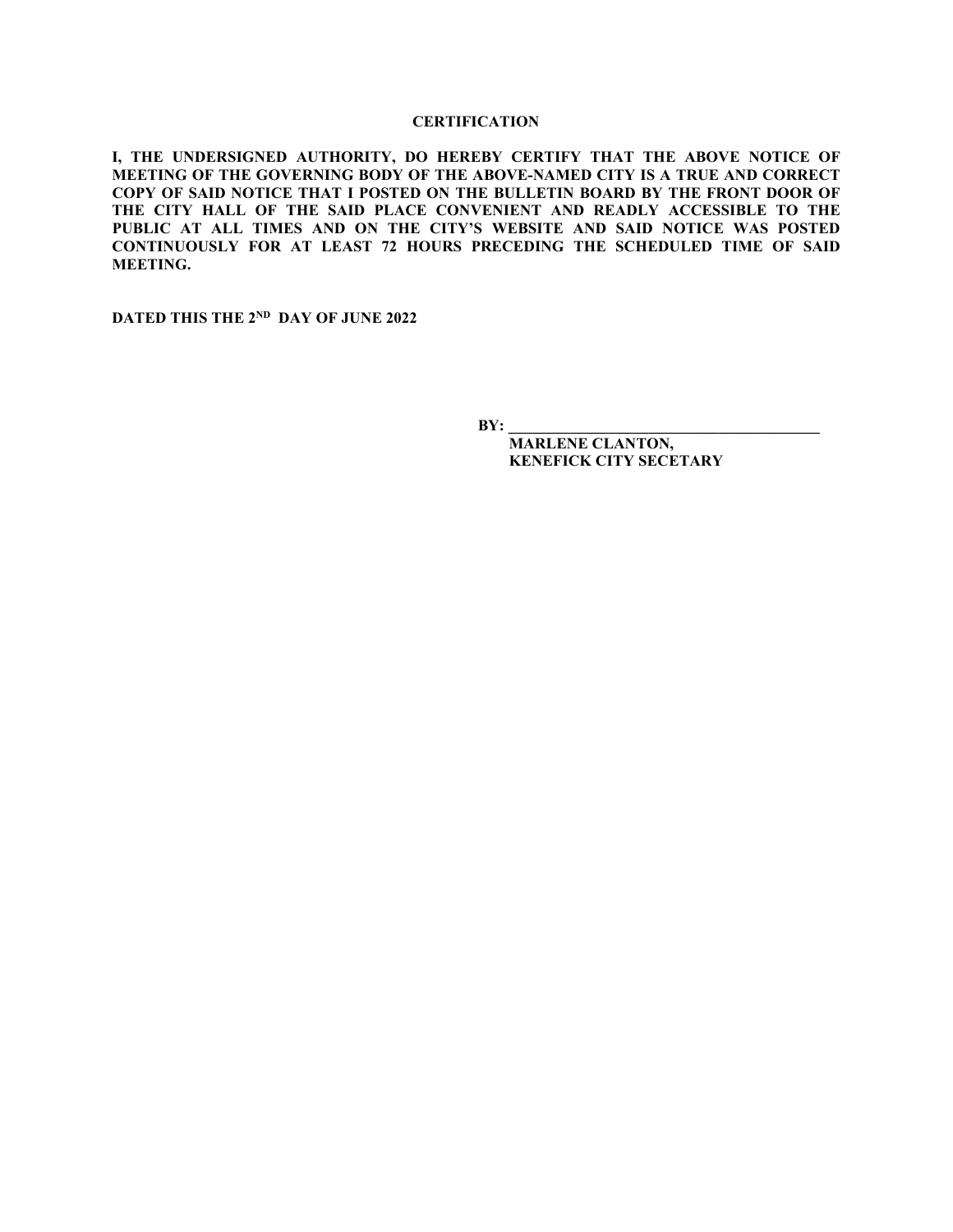## CERTIFICATION

**I, THE UNDERSIGNED AUTHORITY, DO HEREBY CERTIFY THAT THE ABOVE NOTICE OF MEETING OF THE GOVERNING BODY OF THE ABOVE-NAMED CITY IS A TRUE AND CORRECT COPY OF SAID NOTICE THAT I POSTED ON THE BULLETIN BOARD BY THE FRONT DOOR OF THE CITY HALL OF THE SAID PLACE CONVENIENT AND READLY ACCESSIBLE TO THE PUBLIC AT ALL TIMES AND ON THE CITY'S WEBSITE AND SAID NOTICE WAS POSTED CONTINUOUSLY FOR AT LEAST 72 HOURS PRECEDING THE SCHEDULED TIME OF SAID MEETING.**

**DATED THIS THE 2ND DAY OF JUNE 2022**

**BY: ___________________________________________**
**MARLENE CLANTON,**
**KENEFICK CITY SECETARY**